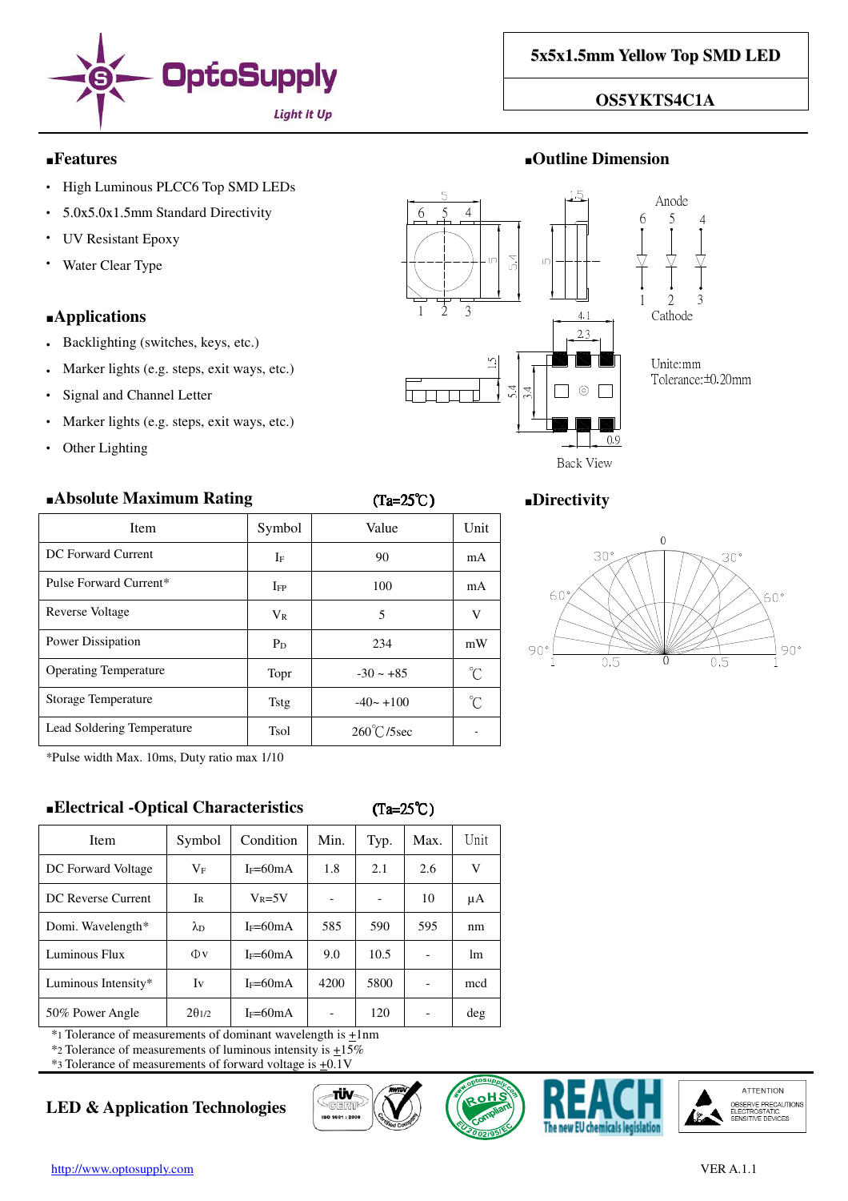# 5x5x1.5mm Yellow Top SMD LED

## OS5YKTS4C1A

## ■Features

- High Luminous PLCC6 Top SMD LEDs
- 5.0x5.0x1.5mm Standard Directivity
- UV Resistant Epoxy
- Water Clear Type

## ■Applications

- Backlighting (switches, keys, etc.)
- Marker lights (e.g. steps, exit ways, etc.)
- Signal and Channel Letter
- Marker lights (e.g. steps, exit ways, etc.)
- Other Lighting

## ■Outline Dimension

Anode 6 5 4

1 2 3 Cathode

Unite:mm
Tolerance:±0.20mm

Back View

## ■Absolute Maximum Rating (Ta=25℃)

| Item | Symbol | Value | Unit |
|---|---|---|---|
| DC Forward Current | $I_F$ | 90 | mA |
| Pulse Forward Current* | $I_{FP}$ | 100 | mA |
| Reverse Voltage | $V_R$ | 5 | V |
| Power Dissipation | $P_D$ | 234 | mW |
| Operating Temperature | Topr | -30 ~ +85 | ℃ |
| Storage Temperature | Tstg | -40~ +100 | ℃ |
| Lead Soldering Temperature | Tsol | 260℃/5sec | - |

*Pulse width Max. 10ms, Duty ratio max 1/10

## ■Directivity

## ■Electrical -Optical Characteristics (Ta=25℃)

| Item | Symbol | Condition | Min. | Typ. | Max. | Unit |
|---|---|---|---|---|---|---|
| DC Forward Voltage | $V_F$ | $I_F$=60mA | 1.8 | 2.1 | 2.6 | V |
| DC Reverse Current | $I_R$ | $V_R$=5V | - | - | 10 | μA |
| Domi. Wavelength* | $\lambda_D$ | $I_F$=60mA | 585 | 590 | 595 | nm |
| Luminous Flux | Φv | $I_F$=60mA | 9.0 | 10.5 | - | lm |
| Luminous Intensity* | Iv | $I_F$=60mA | 4200 | 5800 | - | mcd |
| 50% Power Angle | $2\theta_{1/2}$ | $I_F$=60mA | - | 120 | - | deg |

*1 Tolerance of measurements of dominant wavelength is ±1nm
*2 Tolerance of measurements of luminous intensity is ±15%
*3 Tolerance of measurements of forward voltage is ±0.1V

**LED & Application Technologies**

http://www.optosupply.com

VER A.1.1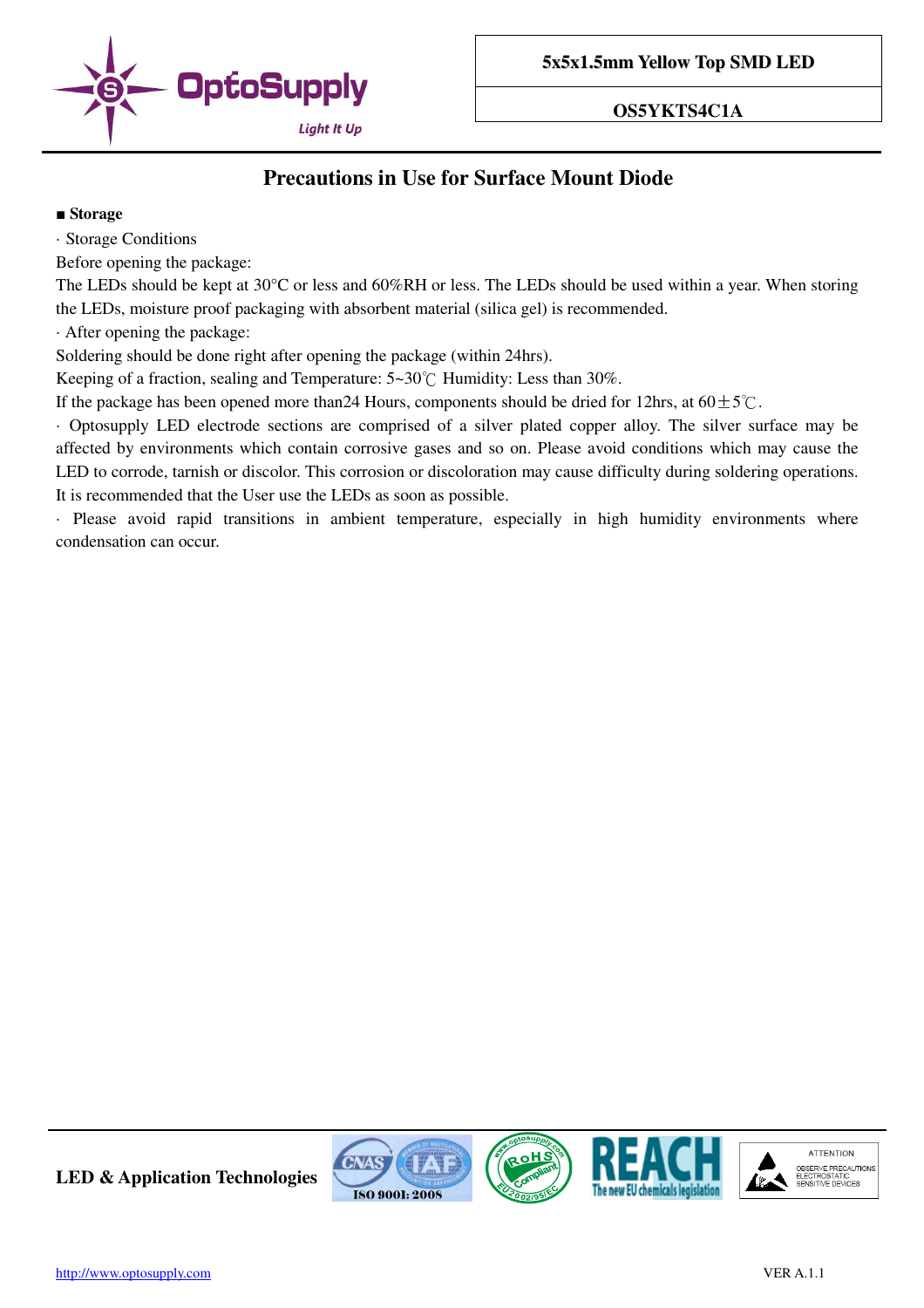# Precautions in Use for Surface Mount Diode

■ **Storage**

· Storage Conditions

Before opening the package:

The LEDs should be kept at 30°C or less and 60%RH or less. The LEDs should be used within a year. When storing the LEDs, moisture proof packaging with absorbent material (silica gel) is recommended.

· After opening the package:

Soldering should be done right after opening the package (within 24hrs).

Keeping of a fraction, sealing and Temperature: 5~30℃ Humidity: Less than 30%.

If the package has been opened more than24 Hours, components should be dried for 12hrs, at 60±5℃.

· Optosupply LED electrode sections are comprised of a silver plated copper alloy. The silver surface may be affected by environments which contain corrosive gases and so on. Please avoid conditions which may cause the LED to corrode, tarnish or discolor. This corrosion or discoloration may cause difficulty during soldering operations. It is recommended that the User use the LEDs as soon as possible.

· Please avoid rapid transitions in ambient temperature, especially in high humidity environments where condensation can occur.